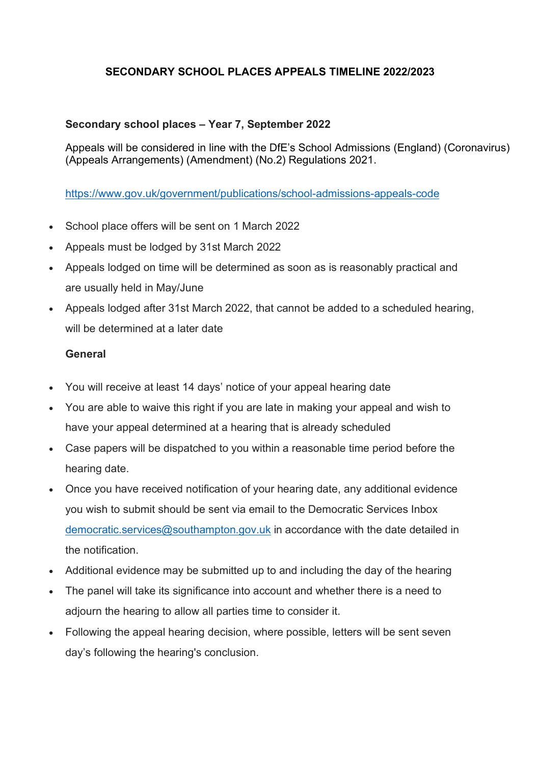# SECONDARY SCHOOL PLACES APPEALS TIMELINE 2022/2023

## Secondary school places – Year 7, September 2022

Appeals will be considered in line with the DfE's School Admissions (England) (Coronavirus) (Appeals Arrangements) (Amendment) (No.2) Regulations 2021.

https://www.gov.uk/government/publications/school-admissions-appeals-code

- School place offers will be sent on 1 March 2022
- Appeals must be lodged by 31st March 2022
- Appeals lodged on time will be determined as soon as is reasonably practical and are usually held in May/June
- Appeals lodged after 31st March 2022, that cannot be added to a scheduled hearing, will be determined at a later date

## General

- You will receive at least 14 days' notice of your appeal hearing date
- You are able to waive this right if you are late in making your appeal and wish to have your appeal determined at a hearing that is already scheduled
- Case papers will be dispatched to you within a reasonable time period before the hearing date.
- Once you have received notification of your hearing date, any additional evidence you wish to submit should be sent via email to the Democratic Services Inbox democratic.services@southampton.gov.uk in accordance with the date detailed in the notification.
- Additional evidence may be submitted up to and including the day of the hearing
- The panel will take its significance into account and whether there is a need to adjourn the hearing to allow all parties time to consider it.
- Following the appeal hearing decision, where possible, letters will be sent seven day's following the hearing's conclusion.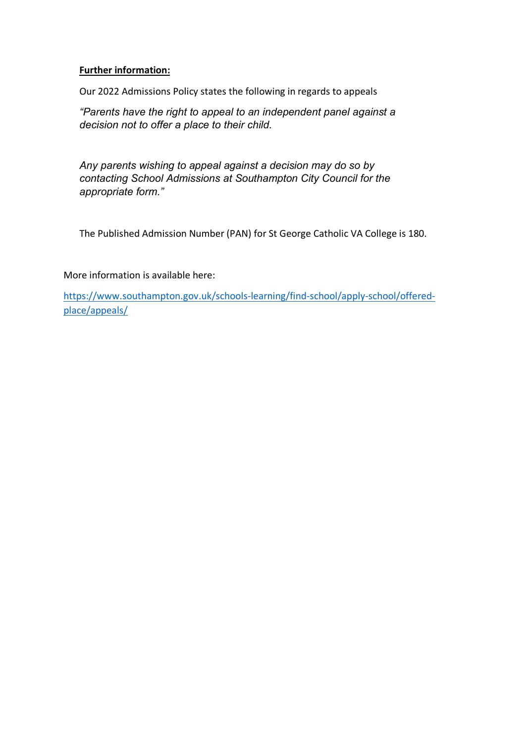**Further information:**

Our 2022 Admissions Policy states the following in regards to appeals

*"Parents have the right to appeal to an independent panel against a decision not to offer a place to their child.*

*Any parents wishing to appeal against a decision may do so by contacting School Admissions at Southampton City Council for the appropriate form."*

The Published Admission Number (PAN) for St George Catholic VA College is 180.

More information is available here:

https://www.southampton.gov.uk/schools-learning/find-school/apply-school/offered-place/appeals/